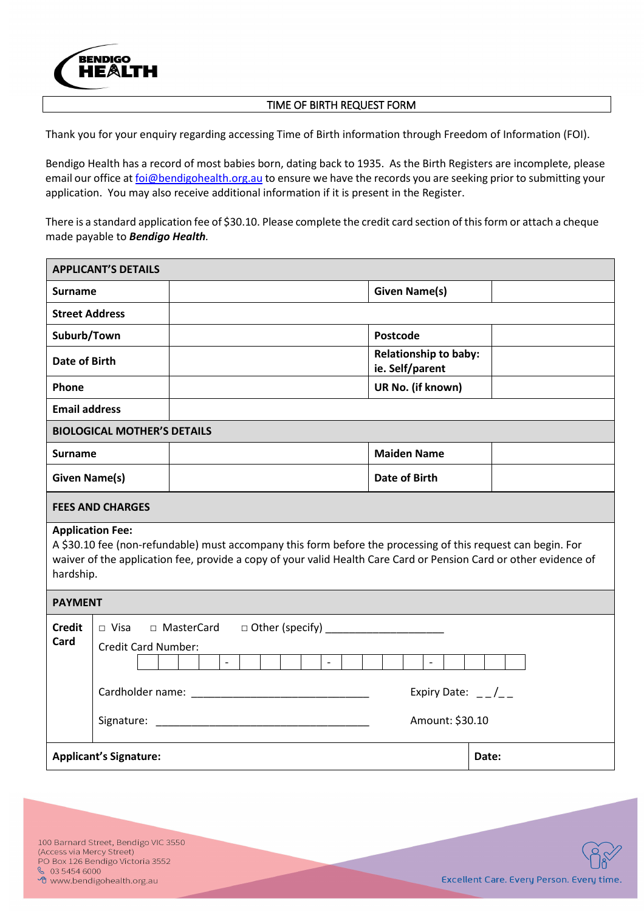BENDIGO HEALTH

# TIME OF BIRTH REQUEST FORM

Thank you for your enquiry regarding accessing Time of Birth information through Freedom of Information (FOI).

Bendigo Health has a record of most babies born, dating back to 1935. As the Birth Registers are incomplete, please email our office at foi@bendigohealth.org.au to ensure we have the records you are seeking prior to submitting your application. You may also receive additional information if it is present in the Register.

There is a standard application fee of $30.10. Please complete the credit card section of this form or attach a cheque made payable to ***Bendigo Health***.

| **APPLICANT'S DETAILS** | | | |
|---|---|---|---|
| **Surname** | | **Given Name(s)** | |
| **Street Address** | | | |
| **Suburb/Town** | | **Postcode** | |
| **Date of Birth** | | **Relationship to baby: ie. Self/parent** | |
| **Phone** | | **UR No. (if known)** | |
| **Email address** | | | |
| **BIOLOGICAL MOTHER'S DETAILS** | | | |
| **Surname** | | **Maiden Name** | |
| **Given Name(s)** | | **Date of Birth** | |

**FEES AND CHARGES**

**Application Fee:**
A $30.10 fee (non-refundable) must accompany this form before the processing of this request can begin. For waiver of the application fee, provide a copy of your valid Health Care Card or Pension Card or other evidence of hardship.

**PAYMENT**

**Credit Card**

□ Visa □ MasterCard □ Other (specify) ____________________

Credit Card Number: ____ - ____ - ____ - ____

Cardholder name: ______________________________ Expiry Date: __/__

Signature: _____________________________________ Amount: $30.10

| **Applicant's Signature:** | **Date:** |
|---|---|

100 Barnard Street, Bendigo VIC 3550
(Access via Mercy Street)
PO Box 126 Bendigo Victoria 3552
03 5454 6000
www.bendigohealth.org.au

Excellent Care. Every Person. Every time.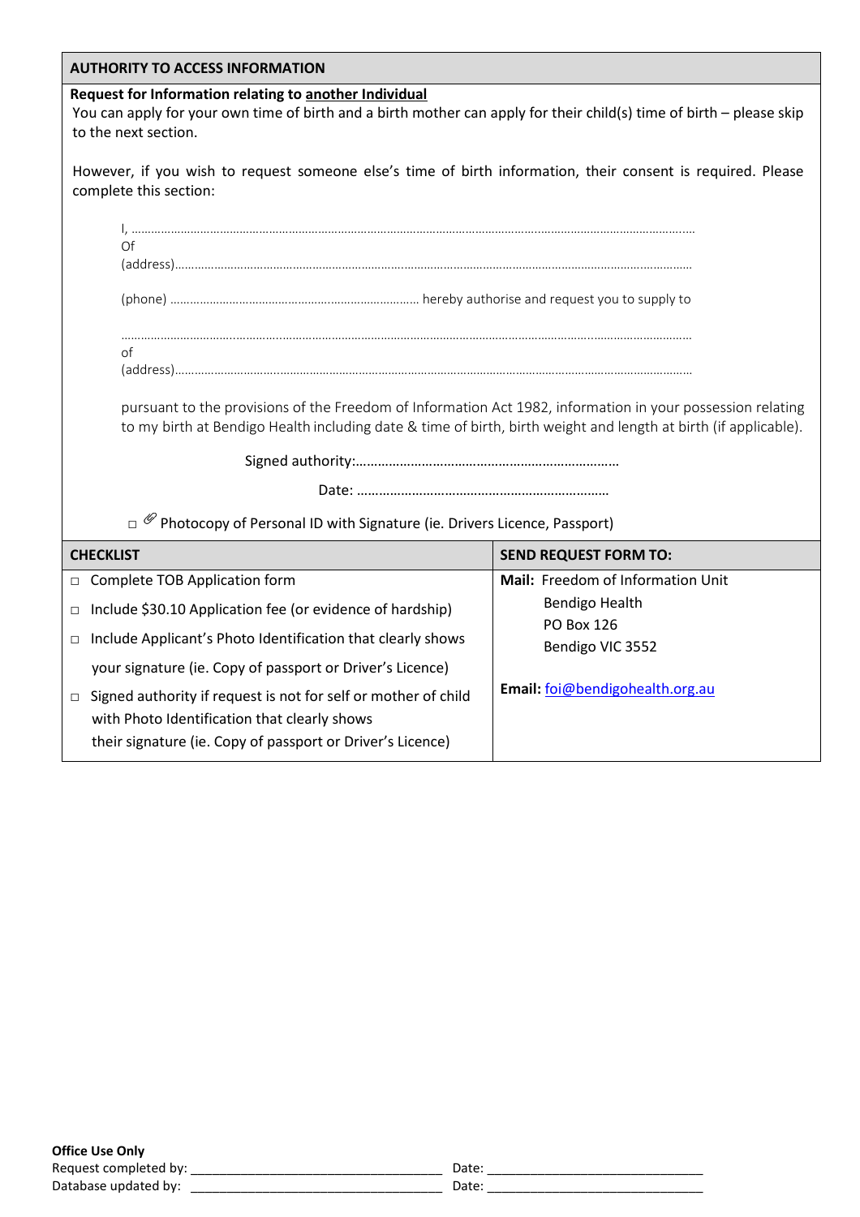## AUTHORITY TO ACCESS INFORMATION

**Request for Information relating to another Individual**

You can apply for your own time of birth and a birth mother can apply for their child(s) time of birth – please skip to the next section.

However, if you wish to request someone else's time of birth information, their consent is required. Please complete this section:

I, ………………………………………………………………………………………………………………………………………………

Of

(address)………………………………………………………………………………………………………………………………………

(phone) ………………………………………………………………… hereby authorise and request you to supply to

…………………………………………………………………………………………………………………………………………………

of

(address)………………………………………………………………………………………………………………………………………

pursuant to the provisions of the Freedom of Information Act 1982, information in your possession relating to my birth at Bendigo Health including date & time of birth, birth weight and length at birth (if applicable).

Signed authority:………………………………………………………………

Date: ……………………………………………………………

□ Photocopy of Personal ID with Signature (ie. Drivers Licence, Passport)

| CHECKLIST | SEND REQUEST FORM TO: |
| --- | --- |
| □ Complete TOB Application form<br>□ Include $30.10 Application fee (or evidence of hardship)<br>□ Include Applicant's Photo Identification that clearly shows your signature (ie. Copy of passport or Driver's Licence)<br>□ Signed authority if request is not for self or mother of child with Photo Identification that clearly shows their signature (ie. Copy of passport or Driver's Licence) | **Mail:** Freedom of Information Unit<br>Bendigo Health<br>PO Box 126<br>Bendigo VIC 3552<br><br>**Email:** foi@bendigohealth.org.au |

**Office Use Only**

Request completed by: ___________________________________ Date: ______________________________

Database updated by: ___________________________________ Date: ______________________________